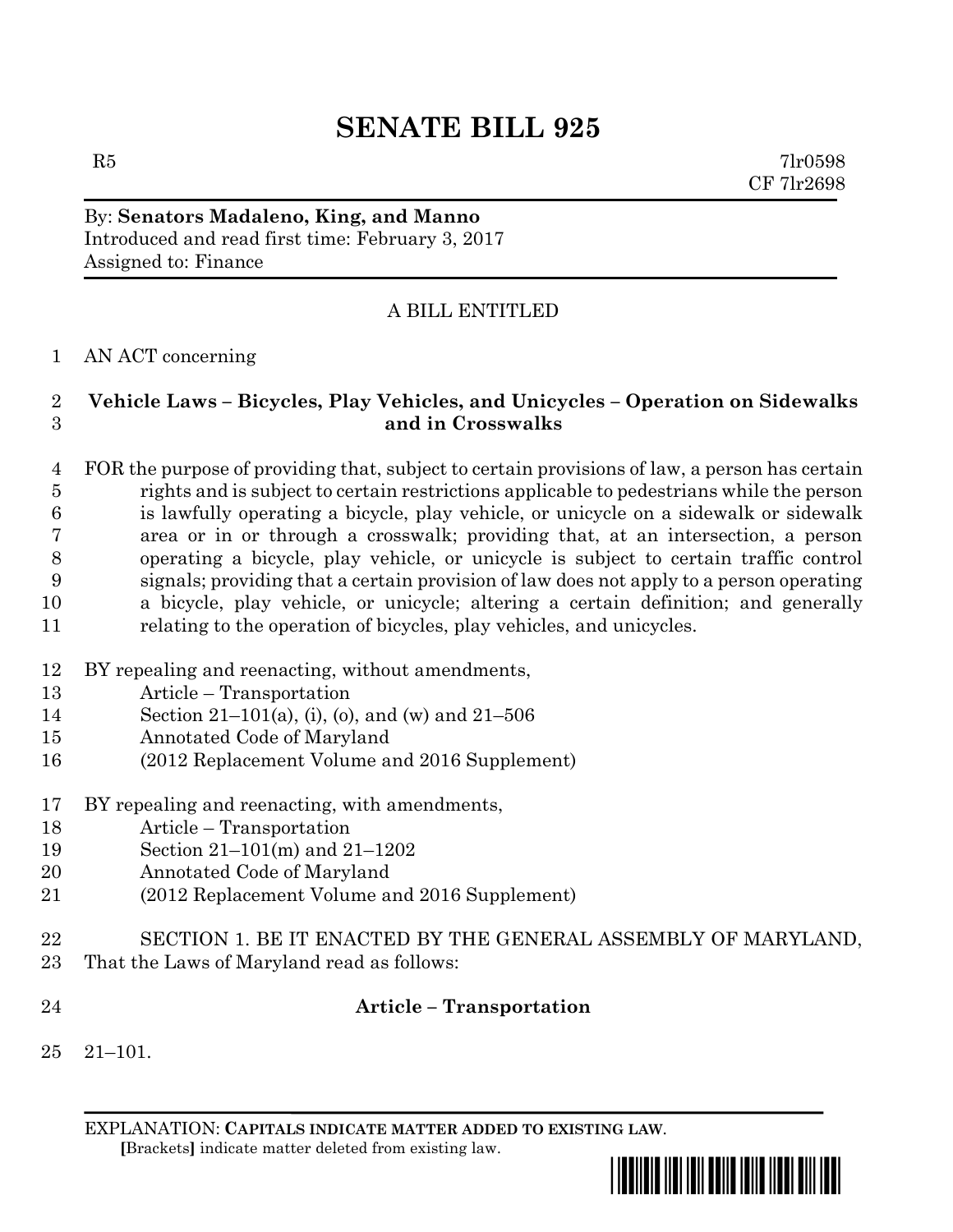# SENATE BILL 925

R5 7lr0598
CF 7lr2698

By: **Senators Madaleno, King, and Manno**
Introduced and read first time: February 3, 2017
Assigned to: Finance

A BILL ENTITLED

1 AN ACT concerning

2 **Vehicle Laws – Bicycles, Play Vehicles, and Unicycles – Operation on Sidewalks**
3 **and in Crosswalks**

4 FOR the purpose of providing that, subject to certain provisions of law, a person has certain
5 rights and is subject to certain restrictions applicable to pedestrians while the person
6 is lawfully operating a bicycle, play vehicle, or unicycle on a sidewalk or sidewalk
7 area or in or through a crosswalk; providing that, at an intersection, a person
8 operating a bicycle, play vehicle, or unicycle is subject to certain traffic control
9 signals; providing that a certain provision of law does not apply to a person operating
10 a bicycle, play vehicle, or unicycle; altering a certain definition; and generally
11 relating to the operation of bicycles, play vehicles, and unicycles.

12 BY repealing and reenacting, without amendments,
13 Article – Transportation
14 Section 21–101(a), (i), (o), and (w) and 21–506
15 Annotated Code of Maryland
16 (2012 Replacement Volume and 2016 Supplement)

17 BY repealing and reenacting, with amendments,
18 Article – Transportation
19 Section 21–101(m) and 21–1202
20 Annotated Code of Maryland
21 (2012 Replacement Volume and 2016 Supplement)

22 SECTION 1. BE IT ENACTED BY THE GENERAL ASSEMBLY OF MARYLAND,
23 That the Laws of Maryland read as follows:

24 **Article – Transportation**

25 21–101.

EXPLANATION: **CAPITALS INDICATE MATTER ADDED TO EXISTING LAW**.
**[**Brackets**]** indicate matter deleted from existing law.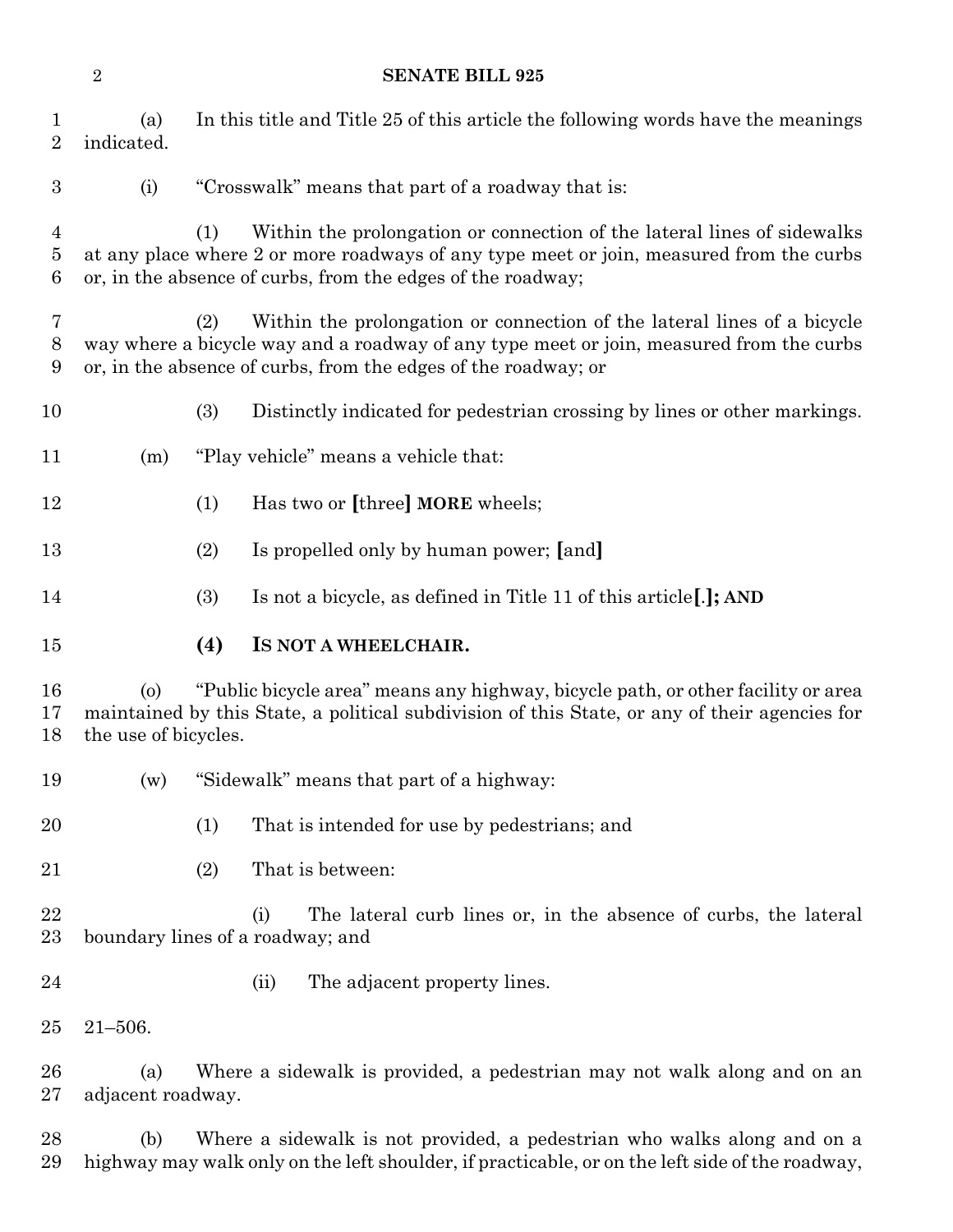(a) In this title and Title 25 of this article the following words have the meanings indicated.

(i) "Crosswalk" means that part of a roadway that is:

(1) Within the prolongation or connection of the lateral lines of sidewalks at any place where 2 or more roadways of any type meet or join, measured from the curbs or, in the absence of curbs, from the edges of the roadway;

(2) Within the prolongation or connection of the lateral lines of a bicycle way where a bicycle way and a roadway of any type meet or join, measured from the curbs or, in the absence of curbs, from the edges of the roadway; or

(3) Distinctly indicated for pedestrian crossing by lines or other markings.

(m) "Play vehicle" means a vehicle that:

(1) Has two or **[**three**]** **MORE** wheels;

(2) Is propelled only by human power; **[**and**]**

(3) Is not a bicycle, as defined in Title 11 of this article**[**.**]; AND**

**(4) IS NOT A WHEELCHAIR.**

(o) "Public bicycle area" means any highway, bicycle path, or other facility or area maintained by this State, a political subdivision of this State, or any of their agencies for the use of bicycles.

(w) "Sidewalk" means that part of a highway:

(1) That is intended for use by pedestrians; and

(2) That is between:

(i) The lateral curb lines or, in the absence of curbs, the lateral boundary lines of a roadway; and

(ii) The adjacent property lines.

21–506.

(a) Where a sidewalk is provided, a pedestrian may not walk along and on an adjacent roadway.

(b) Where a sidewalk is not provided, a pedestrian who walks along and on a highway may walk only on the left shoulder, if practicable, or on the left side of the roadway,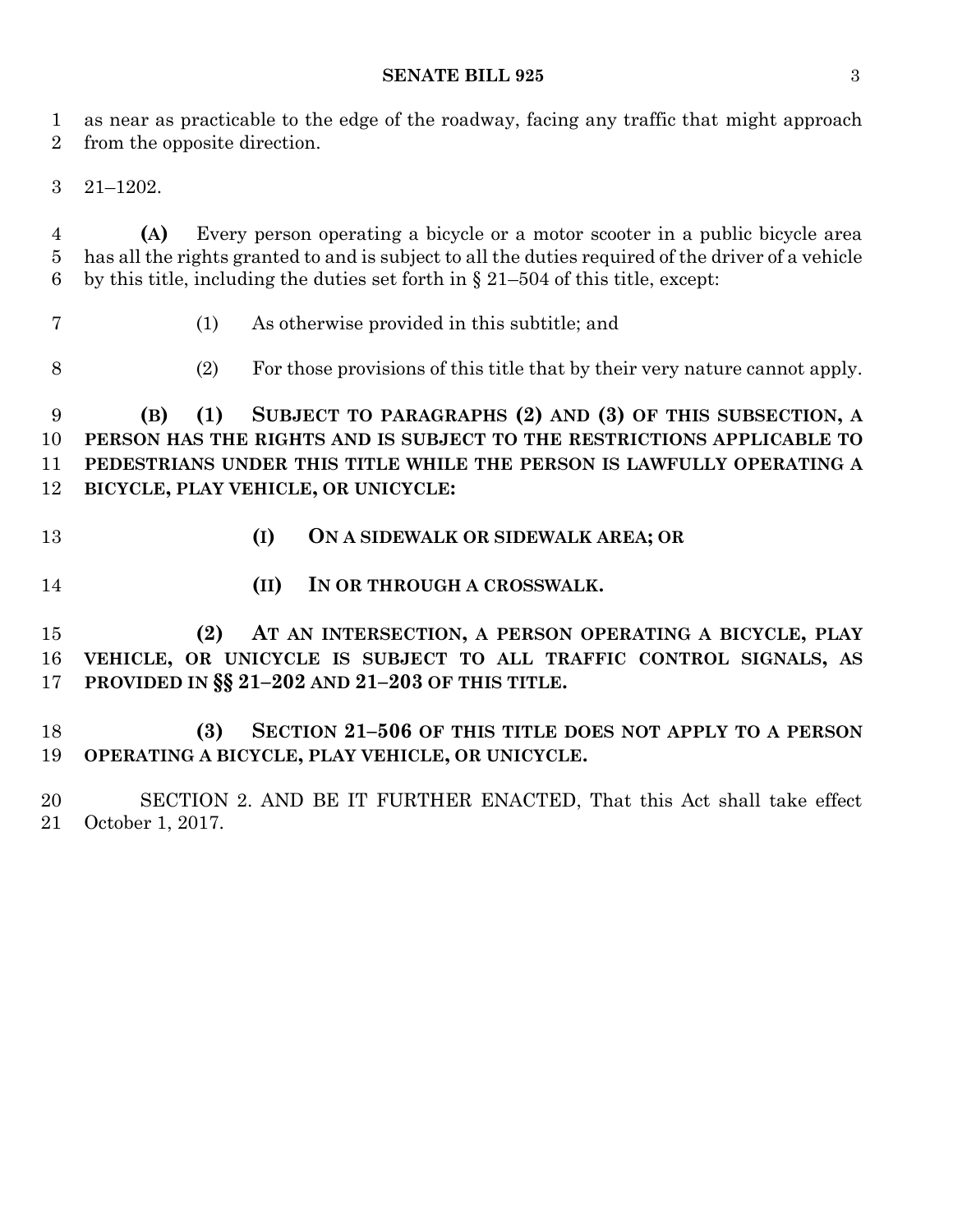as near as practicable to the edge of the roadway, facing any traffic that might approach from the opposite direction.

21–1202.

**(A)** Every person operating a bicycle or a motor scooter in a public bicycle area has all the rights granted to and is subject to all the duties required of the driver of a vehicle by this title, including the duties set forth in § 21–504 of this title, except:

(1) As otherwise provided in this subtitle; and

(2) For those provisions of this title that by their very nature cannot apply.

**(B) (1) SUBJECT TO PARAGRAPHS (2) AND (3) OF THIS SUBSECTION, A PERSON HAS THE RIGHTS AND IS SUBJECT TO THE RESTRICTIONS APPLICABLE TO PEDESTRIANS UNDER THIS TITLE WHILE THE PERSON IS LAWFULLY OPERATING A BICYCLE, PLAY VEHICLE, OR UNICYCLE:**

**(I) ON A SIDEWALK OR SIDEWALK AREA; OR**

**(II) IN OR THROUGH A CROSSWALK.**

**(2) AT AN INTERSECTION, A PERSON OPERATING A BICYCLE, PLAY VEHICLE, OR UNICYCLE IS SUBJECT TO ALL TRAFFIC CONTROL SIGNALS, AS PROVIDED IN §§ 21–202 AND 21–203 OF THIS TITLE.**

**(3) SECTION 21–506 OF THIS TITLE DOES NOT APPLY TO A PERSON OPERATING A BICYCLE, PLAY VEHICLE, OR UNICYCLE.**

SECTION 2. AND BE IT FURTHER ENACTED, That this Act shall take effect October 1, 2017.